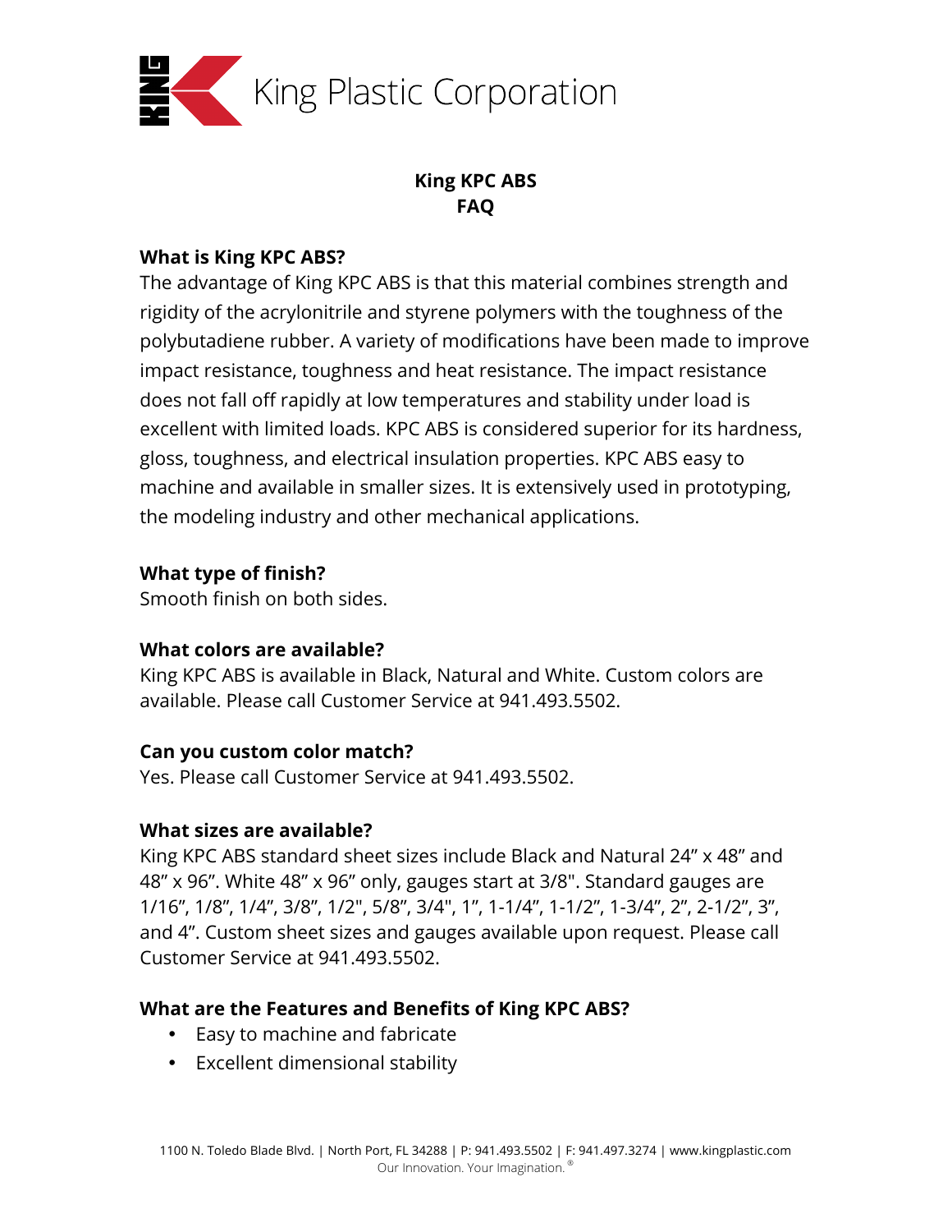King Plastic Corporation

# King KPC ABS
# FAQ

### What is King KPC ABS?

The advantage of King KPC ABS is that this material combines strength and rigidity of the acrylonitrile and styrene polymers with the toughness of the polybutadiene rubber. A variety of modifications have been made to improve impact resistance, toughness and heat resistance. The impact resistance does not fall off rapidly at low temperatures and stability under load is excellent with limited loads. KPC ABS is considered superior for its hardness, gloss, toughness, and electrical insulation properties. KPC ABS easy to machine and available in smaller sizes. It is extensively used in prototyping, the modeling industry and other mechanical applications.

### What type of finish?

Smooth finish on both sides.

### What colors are available?

King KPC ABS is available in Black, Natural and White. Custom colors are available. Please call Customer Service at 941.493.5502.

### Can you custom color match?

Yes. Please call Customer Service at 941.493.5502.

### What sizes are available?

King KPC ABS standard sheet sizes include Black and Natural 24" x 48" and 48" x 96". White 48" x 96" only, gauges start at 3/8". Standard gauges are 1/16", 1/8", 1/4", 3/8", 1/2", 5/8", 3/4", 1", 1-1/4", 1-1/2", 1-3/4", 2", 2-1/2", 3", and 4". Custom sheet sizes and gauges available upon request. Please call Customer Service at 941.493.5502.

### What are the Features and Benefits of King KPC ABS?

- Easy to machine and fabricate
- Excellent dimensional stability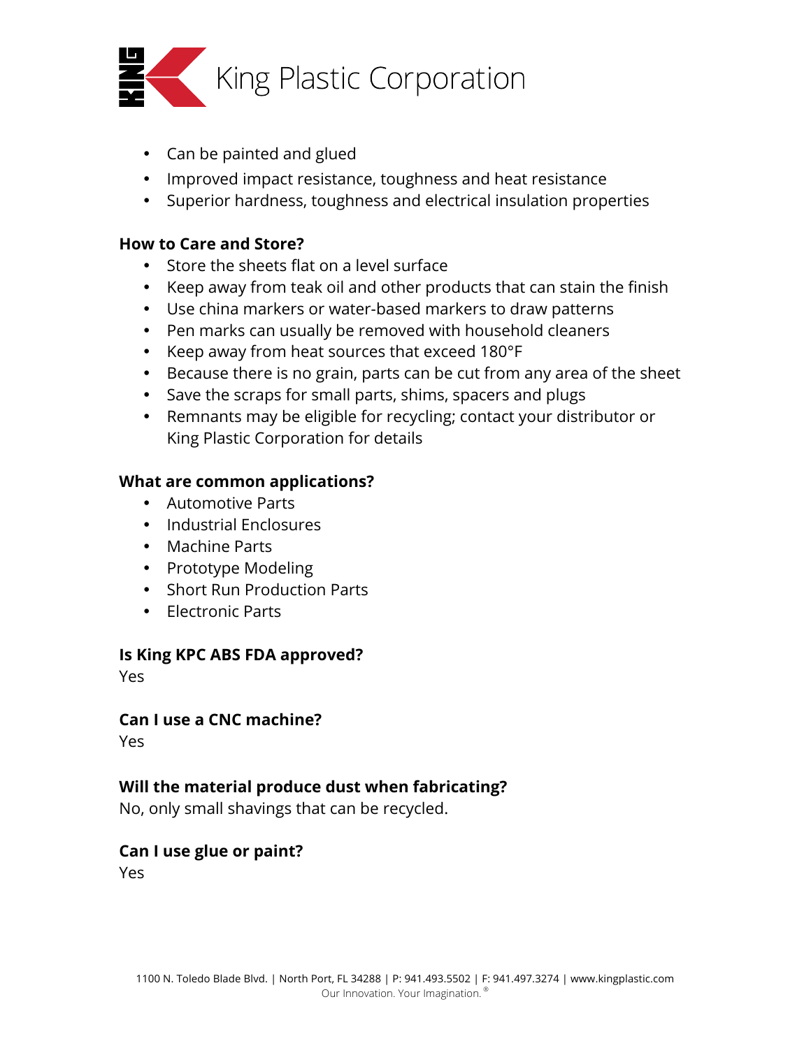- Can be painted and glued
- Improved impact resistance, toughness and heat resistance
- Superior hardness, toughness and electrical insulation properties

**How to Care and Store?**

- Store the sheets flat on a level surface
- Keep away from teak oil and other products that can stain the finish
- Use china markers or water-based markers to draw patterns
- Pen marks can usually be removed with household cleaners
- Keep away from heat sources that exceed 180°F
- Because there is no grain, parts can be cut from any area of the sheet
- Save the scraps for small parts, shims, spacers and plugs
- Remnants may be eligible for recycling; contact your distributor or King Plastic Corporation for details

**What are common applications?**

- Automotive Parts
- Industrial Enclosures
- Machine Parts
- Prototype Modeling
- Short Run Production Parts
- Electronic Parts

**Is King KPC ABS FDA approved?**

Yes

**Can I use a CNC machine?**

Yes

**Will the material produce dust when fabricating?**

No, only small shavings that can be recycled.

**Can I use glue or paint?**

Yes